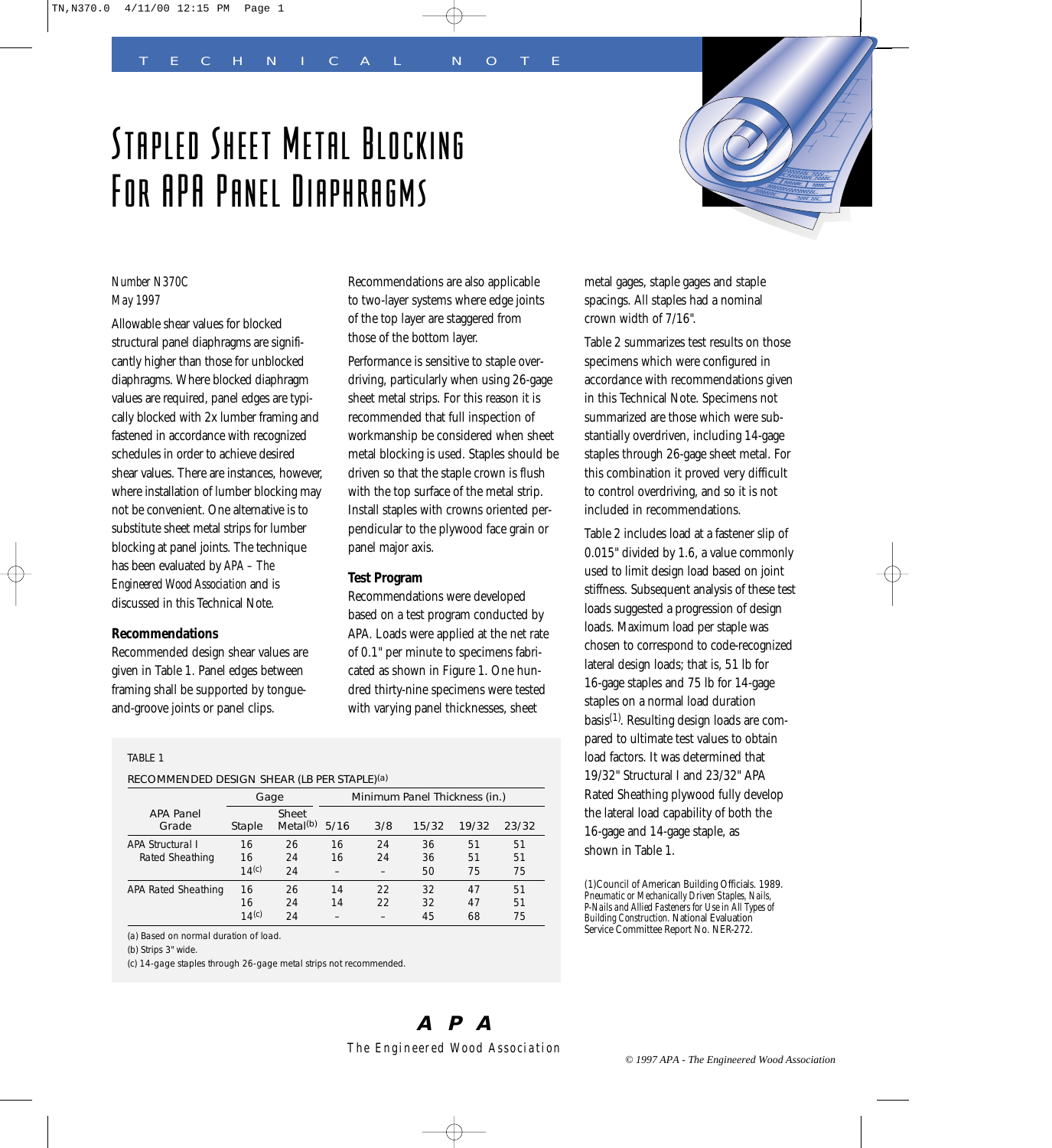TECHNICAL NOTE

# Stapled Sheet Metal Blocking For APA Panel Diaphragms

*Number N370C*
*May 1997*

Allowable shear values for blocked structural panel diaphragms are significantly higher than those for unblocked diaphragms. Where blocked diaphragm values are required, panel edges are typically blocked with 2x lumber framing and fastened in accordance with recognized schedules in order to achieve desired shear values. There are instances, however, where installation of lumber blocking may not be convenient. One alternative is to substitute sheet metal strips for lumber blocking at panel joints. The technique has been evaluated by *APA – The Engineered Wood Association* and is discussed in this Technical Note.

## Recommendations

Recommended design shear values are given in Table 1. Panel edges between framing shall be supported by tongue-and-groove joints or panel clips.

Recommendations are also applicable to two-layer systems where edge joints of the top layer are staggered from those of the bottom layer.

Performance is sensitive to staple overdriving, particularly when using 26-gage sheet metal strips. For this reason it is recommended that full inspection of workmanship be considered when sheet metal blocking is used. Staples should be driven so that the staple crown is flush with the top surface of the metal strip. Install staples with crowns oriented perpendicular to the plywood face grain or panel major axis.

## Test Program

Recommendations were developed based on a test program conducted by APA. Loads were applied at the net rate of 0.1" per minute to specimens fabricated as shown in Figure 1. One hundred thirty-nine specimens were tested with varying panel thicknesses, sheet metal gages, staple gages and staple spacings. All staples had a nominal crown width of 7/16".

Table 2 summarizes test results on those specimens which were configured in accordance with recommendations given in this Technical Note. Specimens not summarized are those which were substantially overdriven, including 14-gage staples through 26-gage sheet metal. For this combination it proved very difficult to control overdriving, and so it is not included in recommendations.

Table 2 includes load at a fastener slip of 0.015" divided by 1.6, a value commonly used to limit design load based on joint stiffness. Subsequent analysis of these test loads suggested a progression of design loads. Maximum load per staple was chosen to correspond to code-recognized lateral design loads; that is, 51 lb for 16-gage staples and 75 lb for 14-gage staples on a normal load duration basis[(1)]. Resulting design loads are compared to ultimate test values to obtain load factors. It was determined that 19/32" Structural I and 23/32" APA Rated Sheathing plywood fully develop the lateral load capability of both the 16-gage and 14-gage staple, as shown in Table 1.

TABLE 1
RECOMMENDED DESIGN SHEAR (LB PER STAPLE)[(a)]

| APA Panel Grade | Gage | | Minimum Panel Thickness (in.) | | | | |
|---|---|---|---|---|---|---|---|
| | Staple | Sheet Metal[(b)] | 5/16 | 3/8 | 15/32 | 19/32 | 23/32 |
| APA Structural I Rated Sheathing | 16 | 26 | 16 | 24 | 36 | 51 | 51 |
| | 16 | 24 | 16 | 24 | 36 | 51 | 51 |
| | 14[(c)] | 24 | – | – | 50 | 75 | 75 |
| APA Rated Sheathing | 16 | 26 | 14 | 22 | 32 | 47 | 51 |
| | 16 | 24 | 14 | 22 | 32 | 47 | 51 |
| | 14[(c)] | 24 | – | – | 45 | 68 | 75 |

(a) Based on normal duration of load.
(b) Strips 3" wide.
(c) 14-gage staples through 26-gage metal strips not recommended.

(1)Council of American Building Officials. 1989. *Pneumatic or Mechanically Driven Staples, Nails, P-Nails and Allied Fasteners for Use in All Types of Building Construction.* National Evaluation Service Committee Report No. NER-272.

**APA**
The Engineered Wood Association

© 1997 APA - The Engineered Wood Association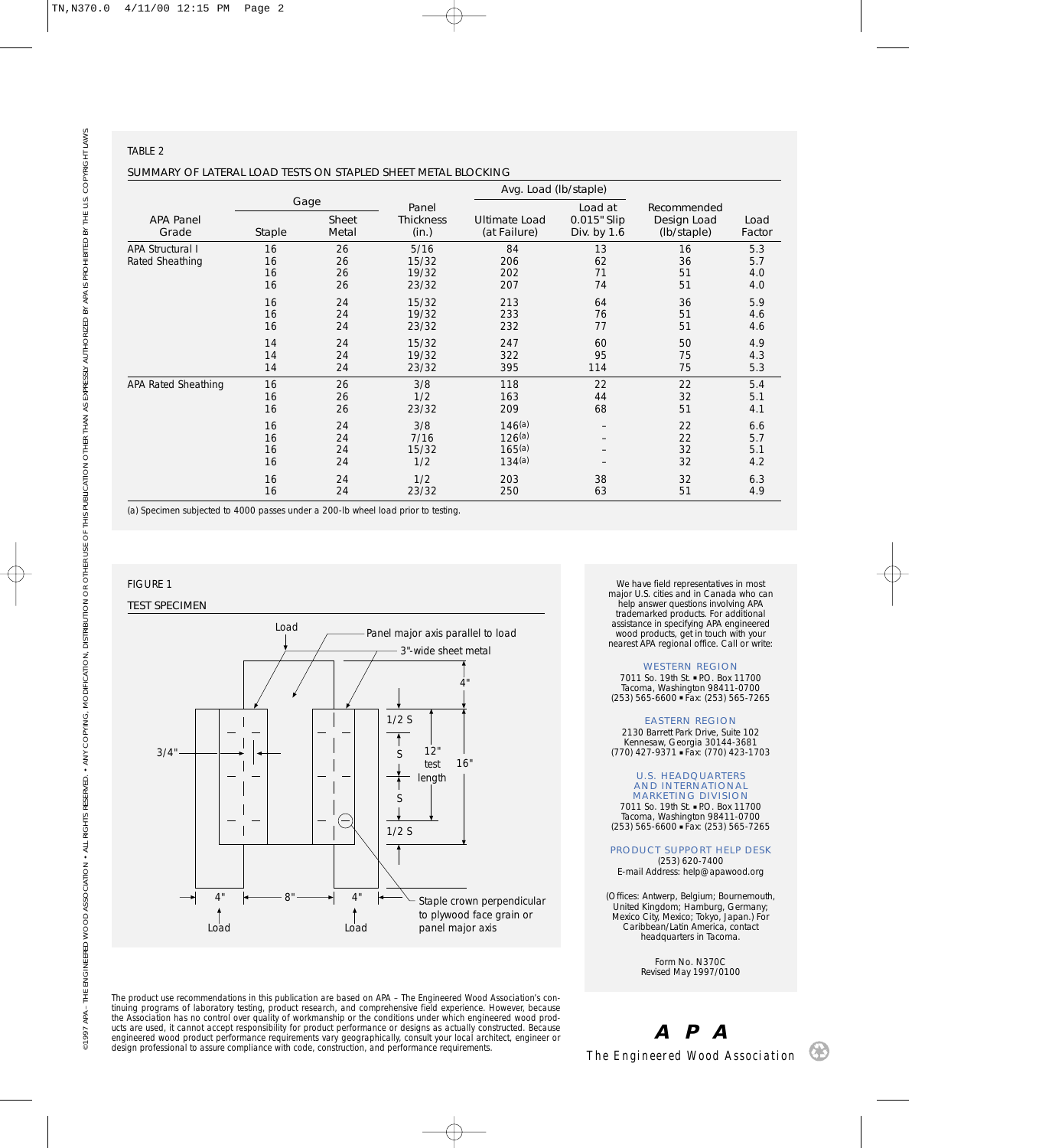TABLE 2

SUMMARY OF LATERAL LOAD TESTS ON STAPLED SHEET METAL BLOCKING

| APA Panel Grade | Gage | | Panel Thickness (in.) | Avg. Load (lb/staple) | | Recommended Design Load (lb/staple) | Load Factor |
|---|---|---|---|---|---|---|---|
| | Staple | Sheet Metal | | Ultimate Load (at Failure) | Load at 0.015" Slip Div. by 1.6 | | |
| APA Structural I Rated Sheathing | 16 | 26 | 5/16 | 84 | 13 | 16 | 5.3 |
| | 16 | 26 | 15/32 | 206 | 62 | 36 | 5.7 |
| | 16 | 26 | 19/32 | 202 | 71 | 51 | 4.0 |
| | 16 | 26 | 23/32 | 207 | 74 | 51 | 4.0 |
| | 16 | 24 | 15/32 | 213 | 64 | 36 | 5.9 |
| | 16 | 24 | 19/32 | 233 | 76 | 51 | 4.6 |
| | 16 | 24 | 23/32 | 232 | 77 | 51 | 4.6 |
| | 14 | 24 | 15/32 | 247 | 60 | 50 | 4.9 |
| | 14 | 24 | 19/32 | 322 | 95 | 75 | 4.3 |
| | 14 | 24 | 23/32 | 395 | 114 | 75 | 5.3 |
| APA Rated Sheathing | 16 | 26 | 3/8 | 118 | 22 | 22 | 5.4 |
| | 16 | 26 | 1/2 | 163 | 44 | 32 | 5.1 |
| | 16 | 26 | 23/32 | 209 | 68 | 51 | 4.1 |
| | 16 | 24 | 3/8 | 146[(a)] | – | 22 | 6.6 |
| | 16 | 24 | 7/16 | 126[(a)] | – | 22 | 5.7 |
| | 16 | 24 | 15/32 | 165[(a)] | – | 32 | 5.1 |
| | 16 | 24 | 1/2 | 134[(a)] | – | 32 | 4.2 |
| | 16 | 24 | 1/2 | 203 | 38 | 32 | 6.3 |
| | 16 | 24 | 23/32 | 250 | 63 | 51 | 4.9 |

(a) Specimen subjected to 4000 passes under a 200-lb wheel load prior to testing.

FIGURE 1

TEST SPECIMEN

Load

Panel major axis parallel to load

3"-wide sheet metal

4"

1/2 S

S

12" test length

16"

S

1/2 S

3/4"

4" 8" 4"

Load Load

Staple crown perpendicular to plywood face grain or panel major axis

We have field representatives in most major U.S. cities and in Canada who can help answer questions involving APA trademarked products. For additional assistance in specifying APA engineered wood products, get in touch with your nearest APA regional office. Call or write:

**WESTERN REGION**
7011 So. 19th St. ▪ P.O. Box 11700
Tacoma, Washington 98411-0700
(253) 565-6600 ▪ Fax: (253) 565-7265

**EASTERN REGION**
2130 Barrett Park Drive, Suite 102
Kennesaw, Georgia 30144-3681
(770) 427-9371 ▪ Fax: (770) 423-1703

**U.S. HEADQUARTERS AND INTERNATIONAL MARKETING DIVISION**
7011 So. 19th St. ▪ P.O. Box 11700
Tacoma, Washington 98411-0700
(253) 565-6600 ▪ Fax: (253) 565-7265

**PRODUCT SUPPORT HELP DESK**
(253) 620-7400
E-mail Address: help@apawood.org

(Offices: Antwerp, Belgium; Bournemouth, United Kingdom; Hamburg, Germany; Mexico City, Mexico; Tokyo, Japan.) For Caribbean/Latin America, contact headquarters in Tacoma.

Form No. N370C
Revised May 1997/0100

The product use recommendations in this publication are based on APA – The Engineered Wood Association's continuing programs of laboratory testing, product research, and comprehensive field experience. However, because the Association has no control over quality of workmanship or the conditions under which engineered wood products are used, it cannot accept responsibility for product performance or designs as actually constructed. Because engineered wood product performance requirements vary geographically, consult your local architect, engineer or design professional to assure compliance with code, construction, and performance requirements.

**APA**
The Engineered Wood Association

©1997 APA – THE ENGINEERED WOOD ASSOCIATION • ALL RIGHTS RESERVED. • ANY COPYING, MODIFICATION, DISTRIBUTION OR OTHER USE OF THIS PUBLICATION OTHER THAN AS EXPRESSLY AUTHORIZED BY APA IS PROHIBITED BY THE U.S. COPYRIGHT LAWS